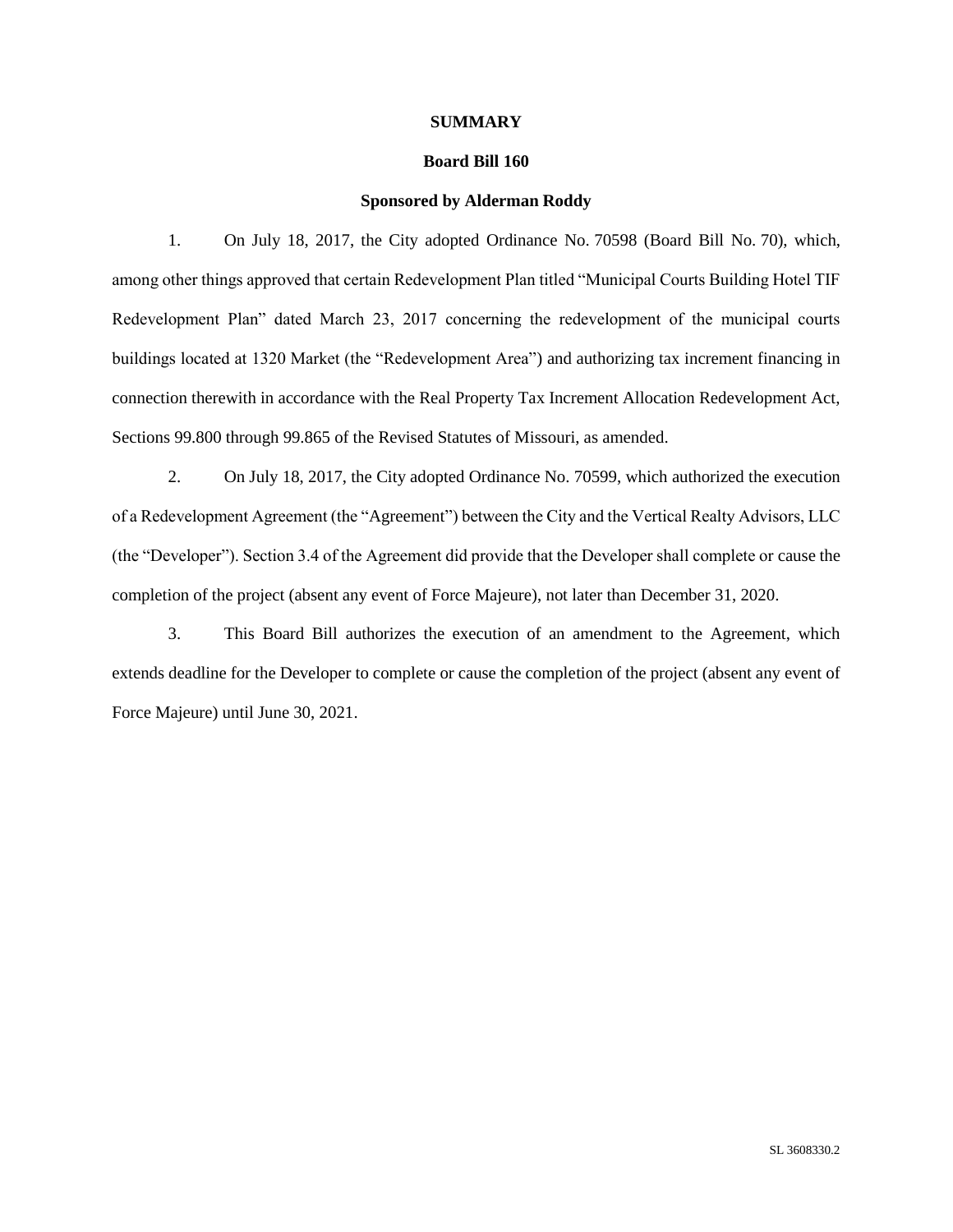# SUMMARY

## Board Bill 160

### Sponsored by Alderman Roddy

1. On July 18, 2017, the City adopted Ordinance No. 70598 (Board Bill No. 70), which, among other things approved that certain Redevelopment Plan titled "Municipal Courts Building Hotel TIF Redevelopment Plan" dated March 23, 2017 concerning the redevelopment of the municipal courts buildings located at 1320 Market (the "Redevelopment Area") and authorizing tax increment financing in connection therewith in accordance with the Real Property Tax Increment Allocation Redevelopment Act, Sections 99.800 through 99.865 of the Revised Statutes of Missouri, as amended.

2. On July 18, 2017, the City adopted Ordinance No. 70599, which authorized the execution of a Redevelopment Agreement (the "Agreement") between the City and the Vertical Realty Advisors, LLC (the "Developer"). Section 3.4 of the Agreement did provide that the Developer shall complete or cause the completion of the project (absent any event of Force Majeure), not later than December 31, 2020.

3. This Board Bill authorizes the execution of an amendment to the Agreement, which extends deadline for the Developer to complete or cause the completion of the project (absent any event of Force Majeure) until June 30, 2021.

SL 3608330.2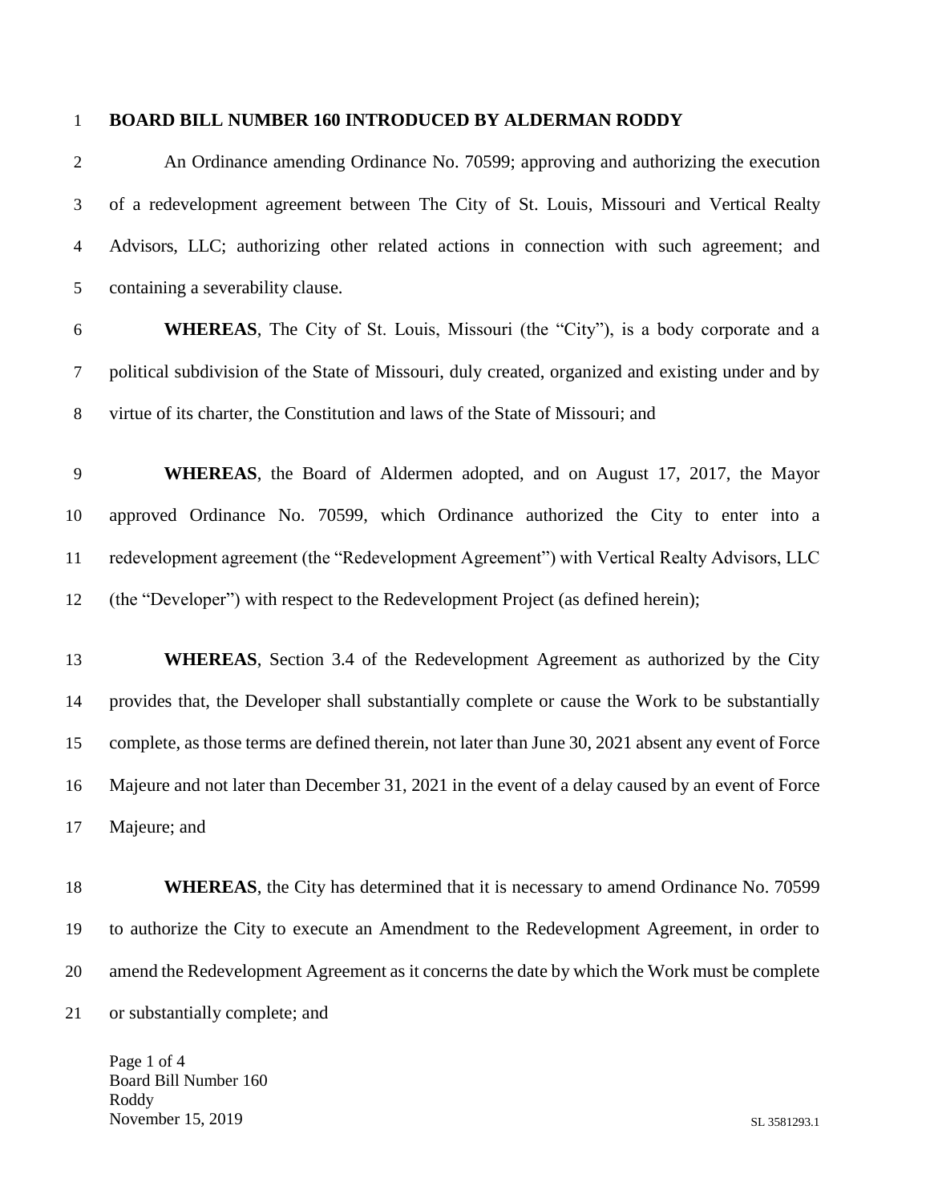**BOARD BILL NUMBER 160 INTRODUCED BY ALDERMAN RODDY**

An Ordinance amending Ordinance No. 70599; approving and authorizing the execution of a redevelopment agreement between The City of St. Louis, Missouri and Vertical Realty Advisors, LLC; authorizing other related actions in connection with such agreement; and containing a severability clause.

**WHEREAS**, The City of St. Louis, Missouri (the "City"), is a body corporate and a political subdivision of the State of Missouri, duly created, organized and existing under and by virtue of its charter, the Constitution and laws of the State of Missouri; and

**WHEREAS**, the Board of Aldermen adopted, and on August 17, 2017, the Mayor approved Ordinance No. 70599, which Ordinance authorized the City to enter into a redevelopment agreement (the "Redevelopment Agreement") with Vertical Realty Advisors, LLC (the "Developer") with respect to the Redevelopment Project (as defined herein);

**WHEREAS**, Section 3.4 of the Redevelopment Agreement as authorized by the City provides that, the Developer shall substantially complete or cause the Work to be substantially complete, as those terms are defined therein, not later than June 30, 2021 absent any event of Force Majeure and not later than December 31, 2021 in the event of a delay caused by an event of Force Majeure; and

**WHEREAS**, the City has determined that it is necessary to amend Ordinance No. 70599 to authorize the City to execute an Amendment to the Redevelopment Agreement, in order to amend the Redevelopment Agreement as it concerns the date by which the Work must be complete or substantially complete; and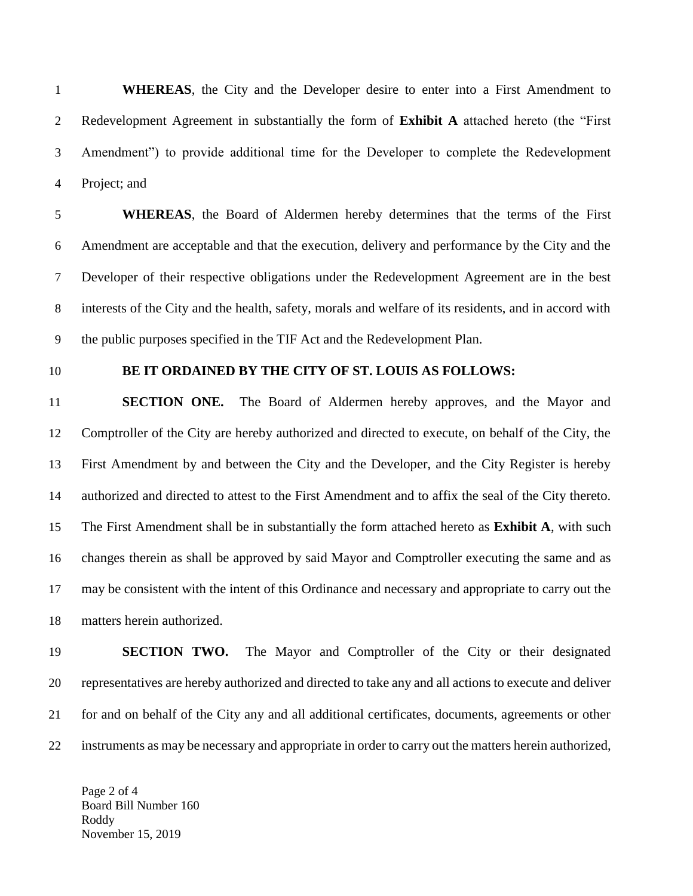**WHEREAS**, the City and the Developer desire to enter into a First Amendment to Redevelopment Agreement in substantially the form of **Exhibit A** attached hereto (the "First Amendment") to provide additional time for the Developer to complete the Redevelopment Project; and

**WHEREAS**, the Board of Aldermen hereby determines that the terms of the First Amendment are acceptable and that the execution, delivery and performance by the City and the Developer of their respective obligations under the Redevelopment Agreement are in the best interests of the City and the health, safety, morals and welfare of its residents, and in accord with the public purposes specified in the TIF Act and the Redevelopment Plan.

**BE IT ORDAINED BY THE CITY OF ST. LOUIS AS FOLLOWS:**

**SECTION ONE.** The Board of Aldermen hereby approves, and the Mayor and Comptroller of the City are hereby authorized and directed to execute, on behalf of the City, the First Amendment by and between the City and the Developer, and the City Register is hereby authorized and directed to attest to the First Amendment and to affix the seal of the City thereto. The First Amendment shall be in substantially the form attached hereto as **Exhibit A**, with such changes therein as shall be approved by said Mayor and Comptroller executing the same and as may be consistent with the intent of this Ordinance and necessary and appropriate to carry out the matters herein authorized.

**SECTION TWO.** The Mayor and Comptroller of the City or their designated representatives are hereby authorized and directed to take any and all actions to execute and deliver for and on behalf of the City any and all additional certificates, documents, agreements or other instruments as may be necessary and appropriate in order to carry out the matters herein authorized,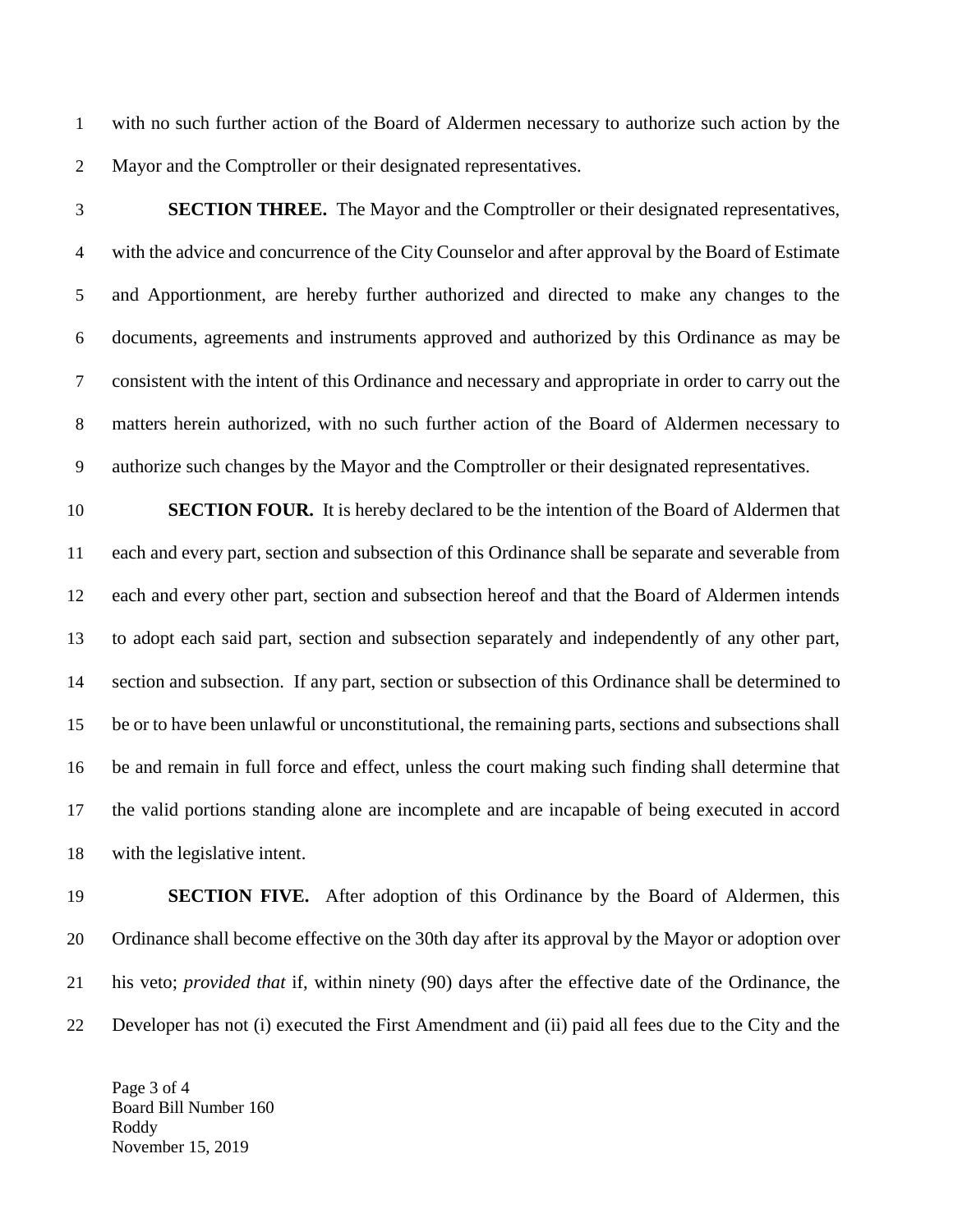with no such further action of the Board of Aldermen necessary to authorize such action by the Mayor and the Comptroller or their designated representatives.

**SECTION THREE.** The Mayor and the Comptroller or their designated representatives, with the advice and concurrence of the City Counselor and after approval by the Board of Estimate and Apportionment, are hereby further authorized and directed to make any changes to the documents, agreements and instruments approved and authorized by this Ordinance as may be consistent with the intent of this Ordinance and necessary and appropriate in order to carry out the matters herein authorized, with no such further action of the Board of Aldermen necessary to authorize such changes by the Mayor and the Comptroller or their designated representatives.

**SECTION FOUR.** It is hereby declared to be the intention of the Board of Aldermen that each and every part, section and subsection of this Ordinance shall be separate and severable from each and every other part, section and subsection hereof and that the Board of Aldermen intends to adopt each said part, section and subsection separately and independently of any other part, section and subsection. If any part, section or subsection of this Ordinance shall be determined to be or to have been unlawful or unconstitutional, the remaining parts, sections and subsections shall be and remain in full force and effect, unless the court making such finding shall determine that the valid portions standing alone are incomplete and are incapable of being executed in accord with the legislative intent.

**SECTION FIVE.** After adoption of this Ordinance by the Board of Aldermen, this Ordinance shall become effective on the 30th day after its approval by the Mayor or adoption over his veto; *provided that* if, within ninety (90) days after the effective date of the Ordinance, the Developer has not (i) executed the First Amendment and (ii) paid all fees due to the City and the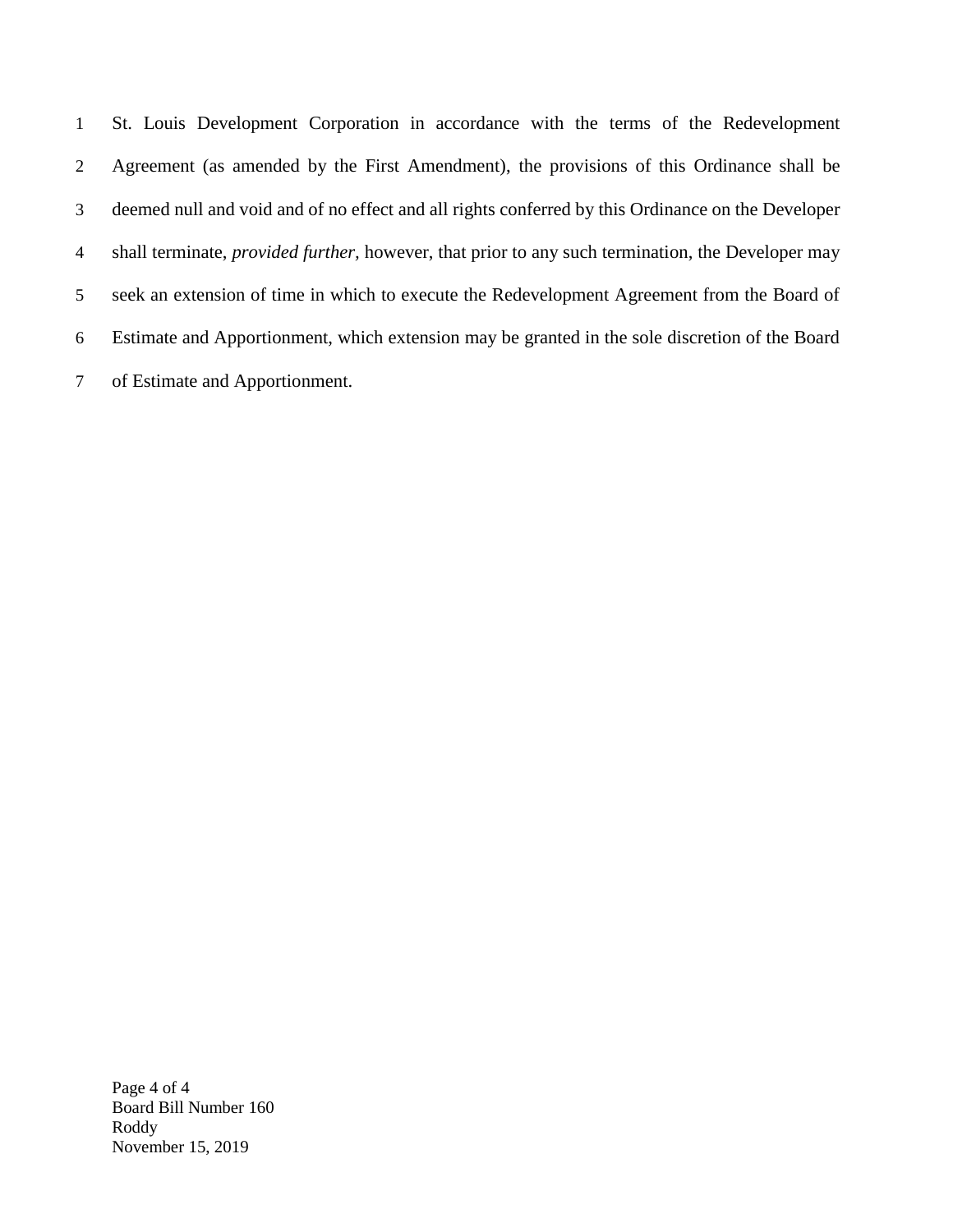St. Louis Development Corporation in accordance with the terms of the Redevelopment Agreement (as amended by the First Amendment), the provisions of this Ordinance shall be deemed null and void and of no effect and all rights conferred by this Ordinance on the Developer shall terminate, *provided further,* however, that prior to any such termination, the Developer may seek an extension of time in which to execute the Redevelopment Agreement from the Board of Estimate and Apportionment, which extension may be granted in the sole discretion of the Board of Estimate and Apportionment.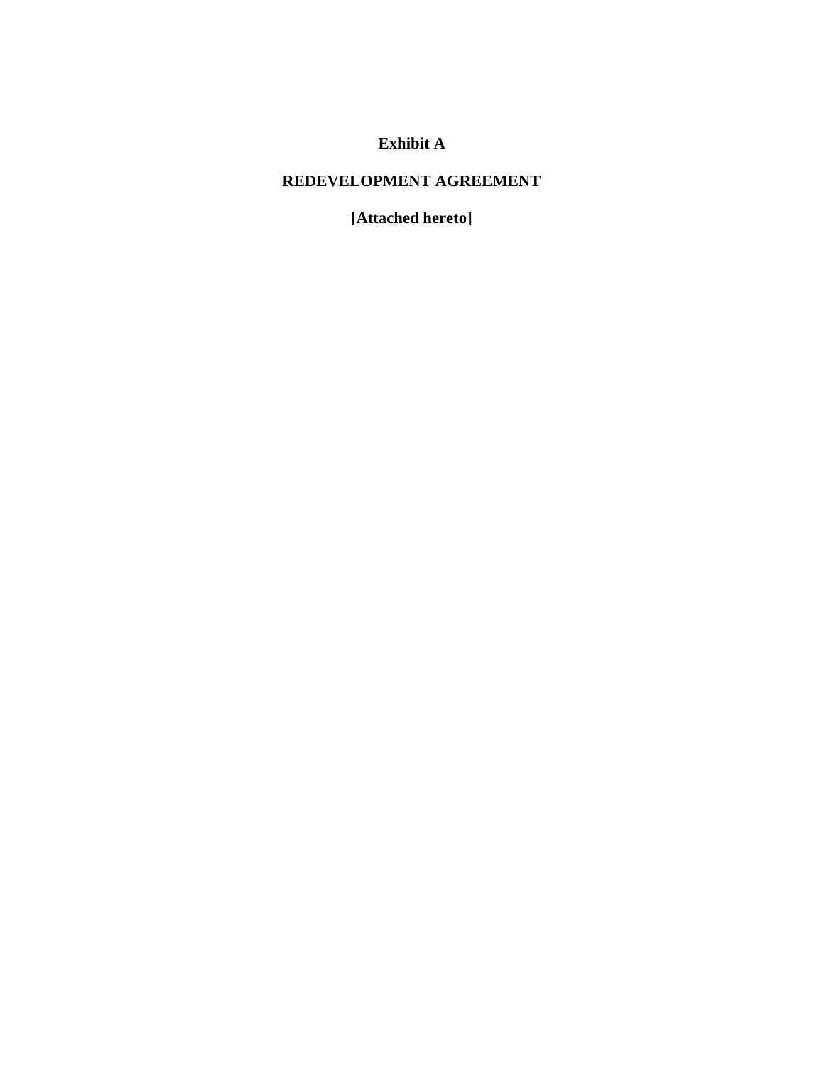**Exhibit A**

**REDEVELOPMENT AGREEMENT**

**[Attached hereto]**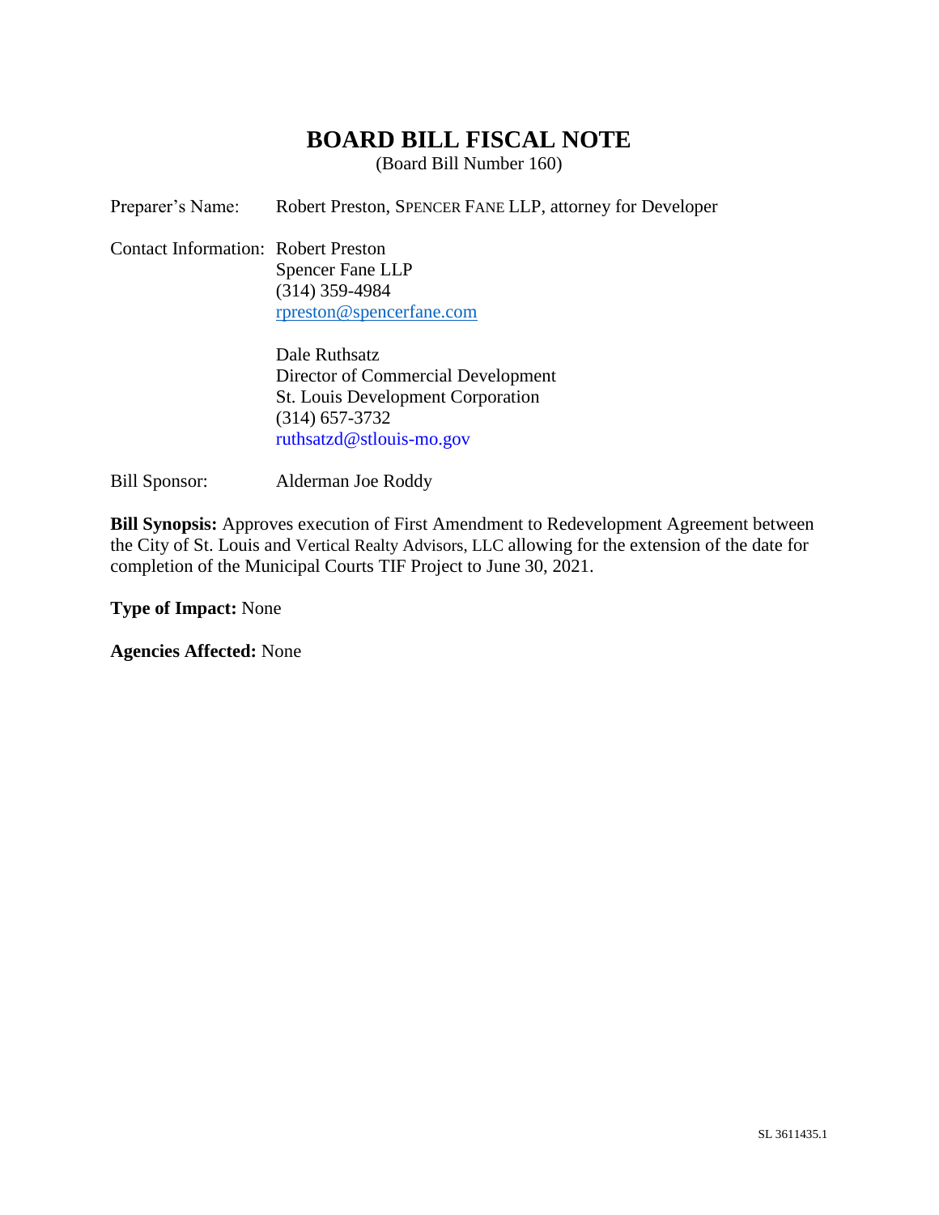# BOARD BILL FISCAL NOTE

(Board Bill Number 160)

Preparer's Name: Robert Preston, SPENCER FANE LLP, attorney for Developer

Contact Information: Robert Preston
Spencer Fane LLP
(314) 359-4984
rpreston@spencerfane.com

Dale Ruthsatz
Director of Commercial Development
St. Louis Development Corporation
(314) 657-3732
ruthsatzd@stlouis-mo.gov

Bill Sponsor: Alderman Joe Roddy

**Bill Synopsis:** Approves execution of First Amendment to Redevelopment Agreement between the City of St. Louis and Vertical Realty Advisors, LLC allowing for the extension of the date for completion of the Municipal Courts TIF Project to June 30, 2021.

**Type of Impact:** None

**Agencies Affected:** None

SL 3611435.1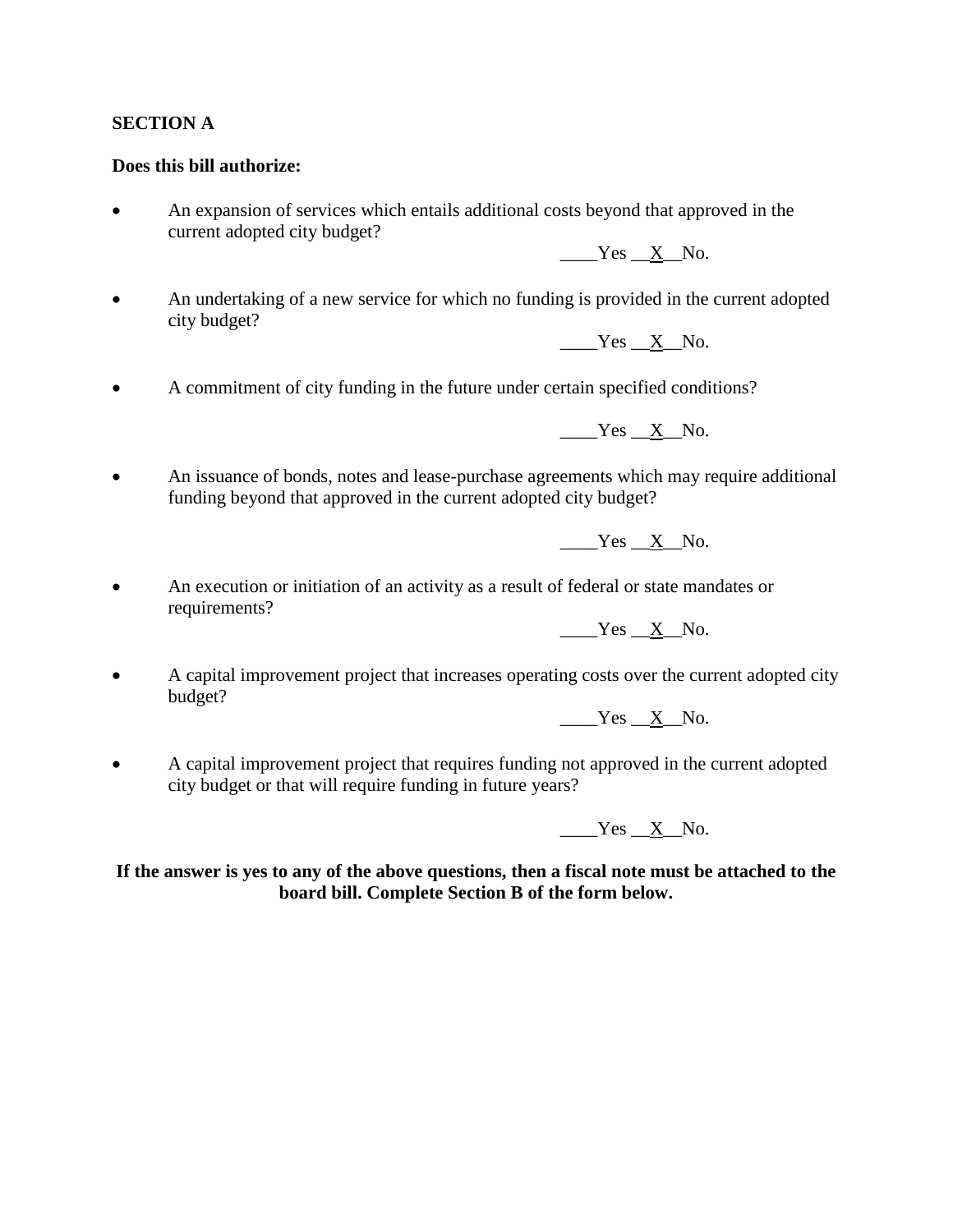**SECTION A**

**Does this bill authorize:**

- An expansion of services which entails additional costs beyond that approved in the current adopted city budget?

  ____Yes __X__No.

- An undertaking of a new service for which no funding is provided in the current adopted city budget?

  ____Yes __X__No.

- A commitment of city funding in the future under certain specified conditions?

  ____Yes __X__No.

- An issuance of bonds, notes and lease-purchase agreements which may require additional funding beyond that approved in the current adopted city budget?

  ____Yes __X__No.

- An execution or initiation of an activity as a result of federal or state mandates or requirements?

  ____Yes __X__No.

- A capital improvement project that increases operating costs over the current adopted city budget?

  ____Yes __X__No.

- A capital improvement project that requires funding not approved in the current adopted city budget or that will require funding in future years?

  ____Yes __X__No.

**If the answer is yes to any of the above questions, then a fiscal note must be attached to the board bill. Complete Section B of the form below.**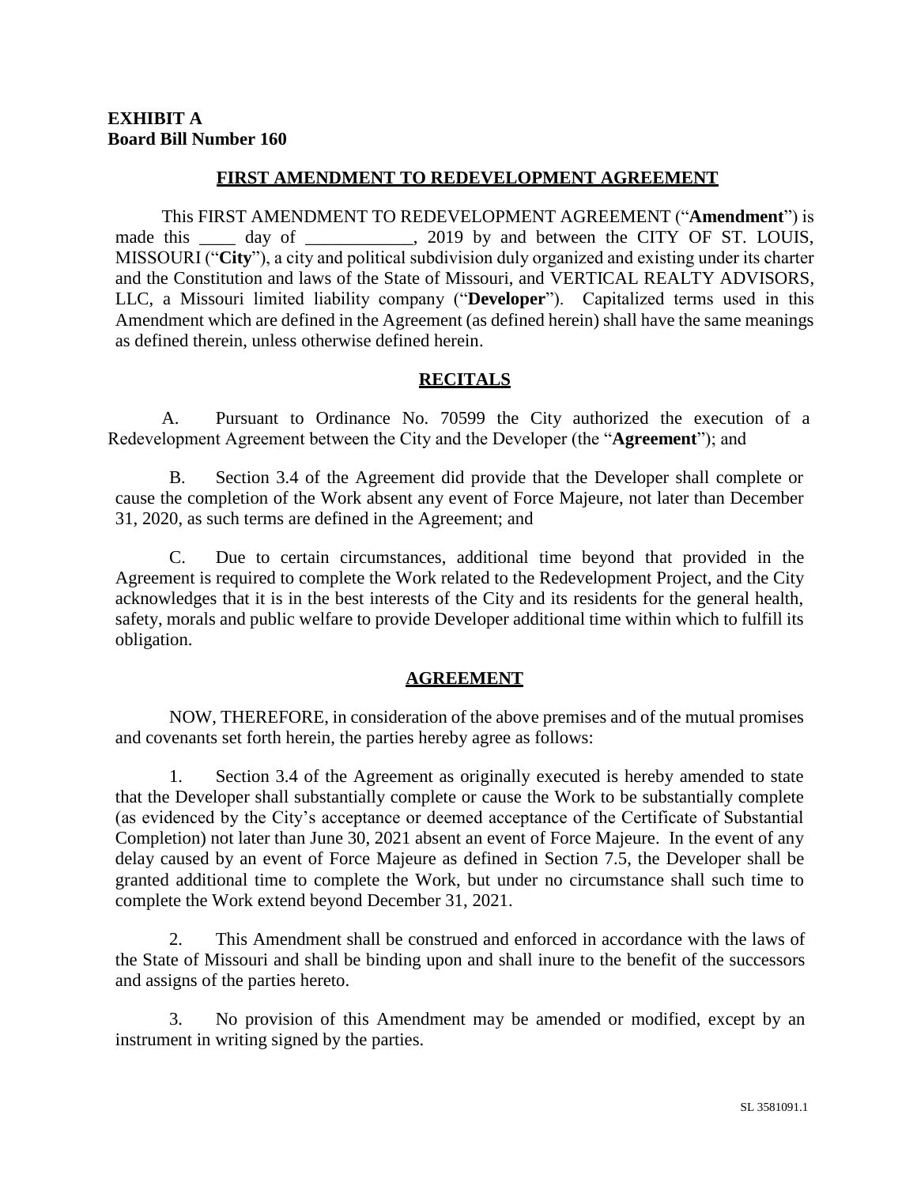**EXHIBIT A**
**Board Bill Number 160**

## FIRST AMENDMENT TO REDEVELOPMENT AGREEMENT

This FIRST AMENDMENT TO REDEVELOPMENT AGREEMENT ("**Amendment**") is made this ____ day of ____________, 2019 by and between the CITY OF ST. LOUIS, MISSOURI ("**City**"), a city and political subdivision duly organized and existing under its charter and the Constitution and laws of the State of Missouri, and VERTICAL REALTY ADVISORS, LLC, a Missouri limited liability company ("**Developer**"). Capitalized terms used in this Amendment which are defined in the Agreement (as defined herein) shall have the same meanings as defined therein, unless otherwise defined herein.

## RECITALS

A. Pursuant to Ordinance No. 70599 the City authorized the execution of a Redevelopment Agreement between the City and the Developer (the "**Agreement**"); and

B. Section 3.4 of the Agreement did provide that the Developer shall complete or cause the completion of the Work absent any event of Force Majeure, not later than December 31, 2020, as such terms are defined in the Agreement; and

C. Due to certain circumstances, additional time beyond that provided in the Agreement is required to complete the Work related to the Redevelopment Project, and the City acknowledges that it is in the best interests of the City and its residents for the general health, safety, morals and public welfare to provide Developer additional time within which to fulfill its obligation.

## AGREEMENT

NOW, THEREFORE, in consideration of the above premises and of the mutual promises and covenants set forth herein, the parties hereby agree as follows:

1. Section 3.4 of the Agreement as originally executed is hereby amended to state that the Developer shall substantially complete or cause the Work to be substantially complete (as evidenced by the City's acceptance or deemed acceptance of the Certificate of Substantial Completion) not later than June 30, 2021 absent an event of Force Majeure. In the event of any delay caused by an event of Force Majeure as defined in Section 7.5, the Developer shall be granted additional time to complete the Work, but under no circumstance shall such time to complete the Work extend beyond December 31, 2021.

2. This Amendment shall be construed and enforced in accordance with the laws of the State of Missouri and shall be binding upon and shall inure to the benefit of the successors and assigns of the parties hereto.

3. No provision of this Amendment may be amended or modified, except by an instrument in writing signed by the parties.

SL 3581091.1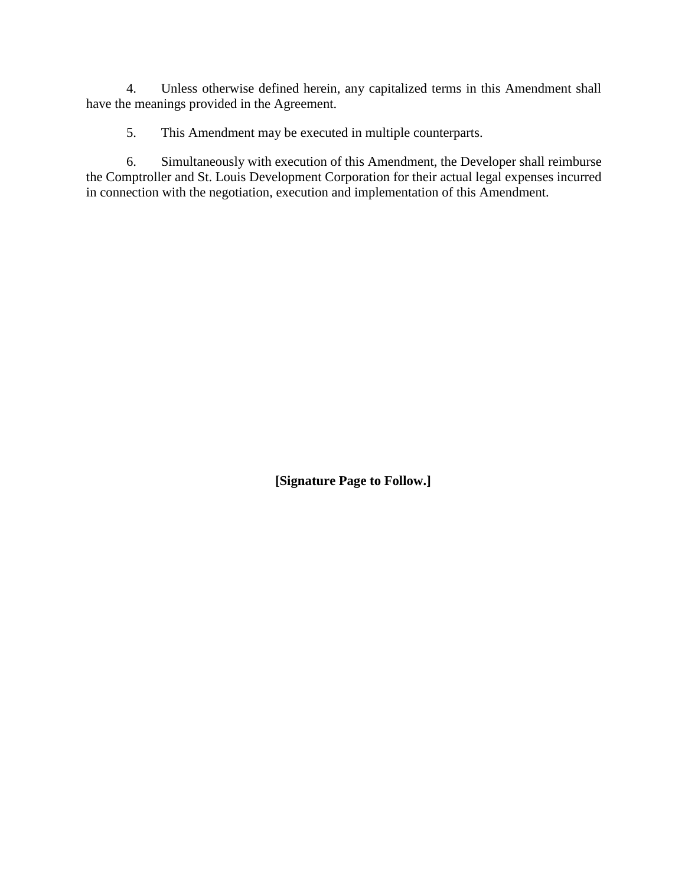4. Unless otherwise defined herein, any capitalized terms in this Amendment shall have the meanings provided in the Agreement.

5. This Amendment may be executed in multiple counterparts.

6. Simultaneously with execution of this Amendment, the Developer shall reimburse the Comptroller and St. Louis Development Corporation for their actual legal expenses incurred in connection with the negotiation, execution and implementation of this Amendment.

**[Signature Page to Follow.]**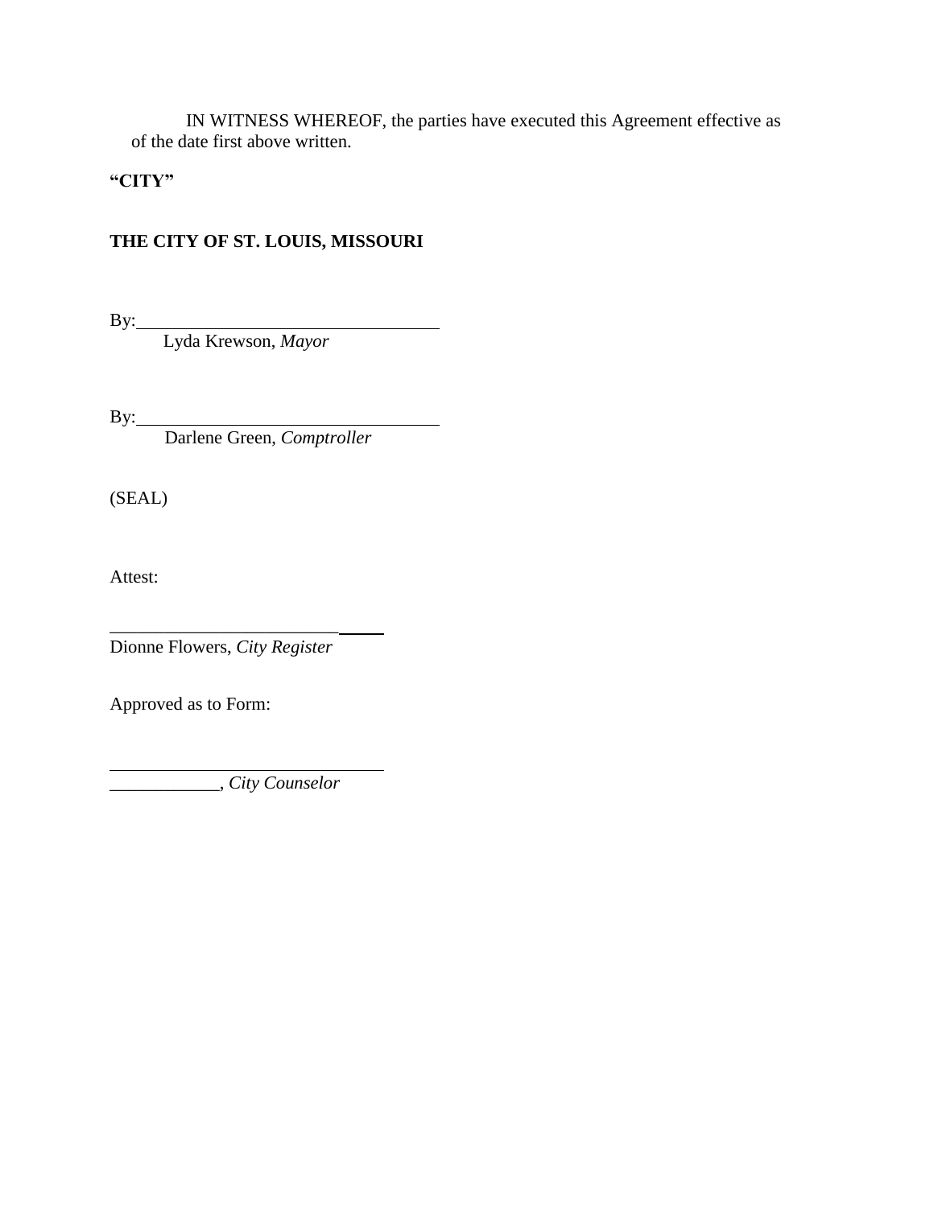IN WITNESS WHEREOF, the parties have executed this Agreement effective as of the date first above written.

**"CITY"**

**THE CITY OF ST. LOUIS, MISSOURI**

By:\_\_\_\_\_\_\_\_\_\_\_\_\_\_\_\_\_\_\_\_\_\_\_\_\_\_\_\_\_\_\_\_\_\_

Lyda Krewson, *Mayor*

By:\_\_\_\_\_\_\_\_\_\_\_\_\_\_\_\_\_\_\_\_\_\_\_\_\_\_\_\_\_\_\_\_\_\_

Darlene Green, *Comptroller*

(SEAL)

Attest:

\_\_\_\_\_\_\_\_\_\_\_\_\_\_\_\_\_\_\_\_\_\_\_\_\_\_\_\_\_\_

Dionne Flowers, *City Register*

Approved as to Form:

\_\_\_\_\_\_\_\_\_\_\_\_\_\_\_\_\_\_\_\_\_\_\_\_\_\_\_\_\_\_

\_\_\_\_\_\_\_\_\_\_\_\_, *City Counselor*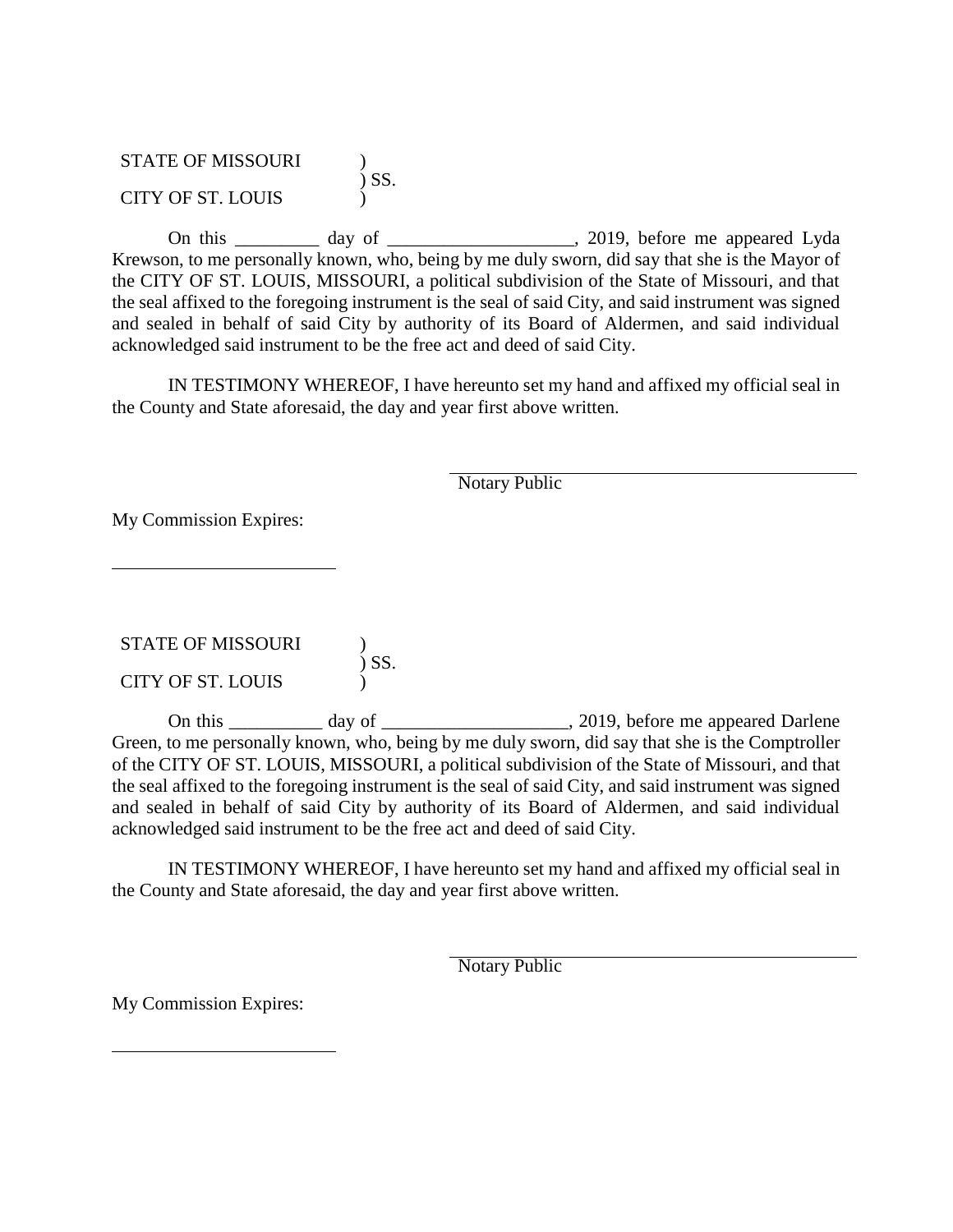STATE OF MISSOURI )  
) SS.  
CITY OF ST. LOUIS )

On this _________ day of ___________________, 2019, before me appeared Lyda Krewson, to me personally known, who, being by me duly sworn, did say that she is the Mayor of the CITY OF ST. LOUIS, MISSOURI, a political subdivision of the State of Missouri, and that the seal affixed to the foregoing instrument is the seal of said City, and said instrument was signed and sealed in behalf of said City by authority of its Board of Aldermen, and said individual acknowledged said instrument to be the free act and deed of said City.

IN TESTIMONY WHEREOF, I have hereunto set my hand and affixed my official seal in the County and State aforesaid, the day and year first above written.

\_\_\_\_\_\_\_\_\_\_\_\_\_\_\_\_\_\_\_\_\_\_\_\_\_\_\_\_\_\_\_\_\_\_\_\_  
Notary Public

My Commission Expires:

\_\_\_\_\_\_\_\_\_\_\_\_\_\_\_\_\_\_\_\_\_\_\_\_

STATE OF MISSOURI )  
) SS.  
CITY OF ST. LOUIS )

On this __________ day of ___________________, 2019, before me appeared Darlene Green, to me personally known, who, being by me duly sworn, did say that she is the Comptroller of the CITY OF ST. LOUIS, MISSOURI, a political subdivision of the State of Missouri, and that the seal affixed to the foregoing instrument is the seal of said City, and said instrument was signed and sealed in behalf of said City by authority of its Board of Aldermen, and said individual acknowledged said instrument to be the free act and deed of said City.

IN TESTIMONY WHEREOF, I have hereunto set my hand and affixed my official seal in the County and State aforesaid, the day and year first above written.

\_\_\_\_\_\_\_\_\_\_\_\_\_\_\_\_\_\_\_\_\_\_\_\_\_\_\_\_\_\_\_\_\_\_\_\_  
Notary Public

My Commission Expires:

\_\_\_\_\_\_\_\_\_\_\_\_\_\_\_\_\_\_\_\_\_\_\_\_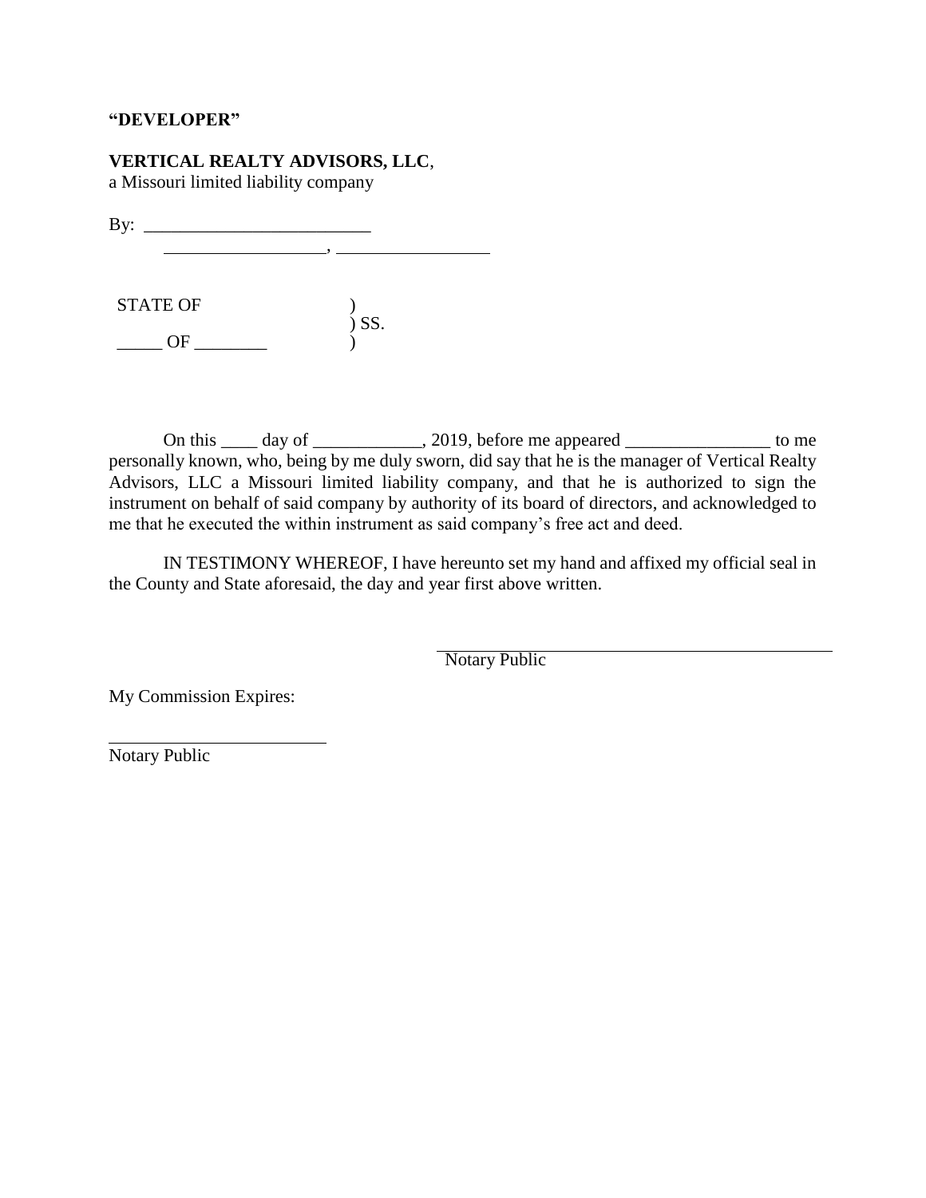**"DEVELOPER"**

**VERTICAL REALTY ADVISORS, LLC**,
a Missouri limited liability company

By: _________________________
      _________________, ________________

STATE OF )
) SS.
_____ OF ________ )

On this ____ day of ____________, 2019, before me appeared ________________ to me personally known, who, being by me duly sworn, did say that he is the manager of Vertical Realty Advisors, LLC a Missouri limited liability company, and that he is authorized to sign the instrument on behalf of said company by authority of its board of directors, and acknowledged to me that he executed the within instrument as said company's free act and deed.

IN TESTIMONY WHEREOF, I have hereunto set my hand and affixed my official seal in the County and State aforesaid, the day and year first above written.

_________________________________
Notary Public

My Commission Expires:

_________________________
Notary Public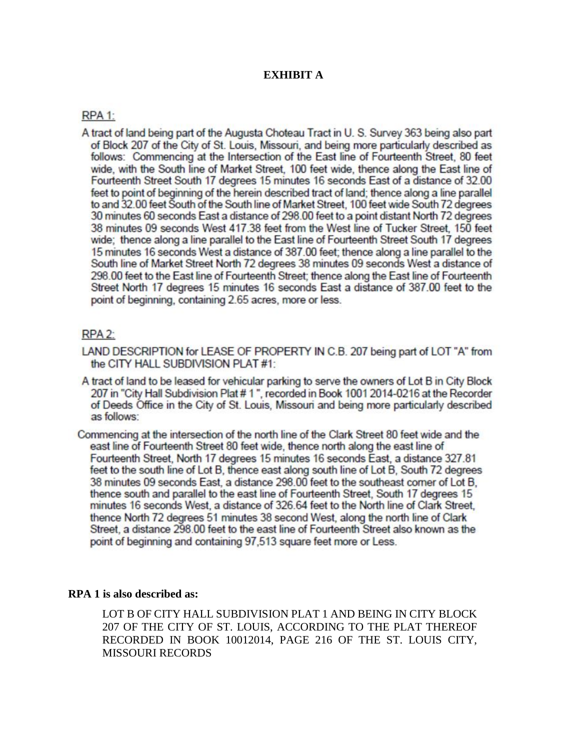# EXHIBIT A

RPA 1:

A tract of land being part of the Augusta Choteau Tract in U. S. Survey 363 being also part of Block 207 of the City of St. Louis, Missouri, and being more particularly described as follows: Commencing at the Intersection of the East line of Fourteenth Street, 80 feet wide, with the South line of Market Street, 100 feet wide, thence along the East line of Fourteenth Street South 17 degrees 15 minutes 16 seconds East of a distance of 32.00 feet to point of beginning of the herein described tract of land; thence along a line parallel to and 32.00 feet South of the South line of Market Street, 100 feet wide South 72 degrees 30 minutes 60 seconds East a distance of 298.00 feet to a point distant North 72 degrees 38 minutes 09 seconds West 417.38 feet from the West line of Tucker Street, 150 feet wide; thence along a line parallel to the East line of Fourteenth Street South 17 degrees 15 minutes 16 seconds West a distance of 387.00 feet; thence along a line parallel to the South line of Market Street North 72 degrees 38 minutes 09 seconds West a distance of 298.00 feet to the East line of Fourteenth Street; thence along the East line of Fourteenth Street North 17 degrees 15 minutes 16 seconds East a distance of 387.00 feet to the point of beginning, containing 2.65 acres, more or less.

RPA 2:

LAND DESCRIPTION for LEASE OF PROPERTY IN C.B. 207 being part of LOT "A" from the CITY HALL SUBDIVISION PLAT #1:

A tract of land to be leased for vehicular parking to serve the owners of Lot B in City Block 207 in "City Hall Subdivision Plat # 1 ", recorded in Book 1001 2014-0216 at the Recorder of Deeds Office in the City of St. Louis, Missouri and being more particularly described as follows:

Commencing at the intersection of the north line of the Clark Street 80 feet wide and the east line of Fourteenth Street 80 feet wide, thence north along the east line of Fourteenth Street, North 17 degrees 15 minutes 16 seconds East, a distance 327.81 feet to the south line of Lot B, thence east along south line of Lot B, South 72 degrees 38 minutes 09 seconds East, a distance 298.00 feet to the southeast corner of Lot B, thence south and parallel to the east line of Fourteenth Street, South 17 degrees 15 minutes 16 seconds West, a distance of 326.64 feet to the North line of Clark Street, thence North 72 degrees 51 minutes 38 second West, along the north line of Clark Street, a distance 298.00 feet to the east line of Fourteenth Street also known as the point of beginning and containing 97,513 square feet more or Less.

**RPA 1 is also described as:**

LOT B OF CITY HALL SUBDIVISION PLAT 1 AND BEING IN CITY BLOCK 207 OF THE CITY OF ST. LOUIS, ACCORDING TO THE PLAT THEREOF RECORDED IN BOOK 10012014, PAGE 216 OF THE ST. LOUIS CITY, MISSOURI RECORDS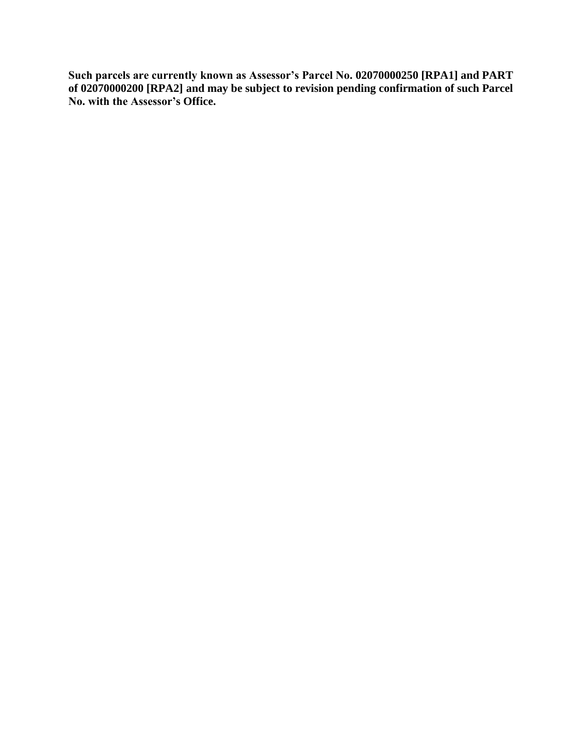**Such parcels are currently known as Assessor's Parcel No. 02070000250 [RPA1] and PART of 02070000200 [RPA2] and may be subject to revision pending confirmation of such Parcel No. with the Assessor's Office.**